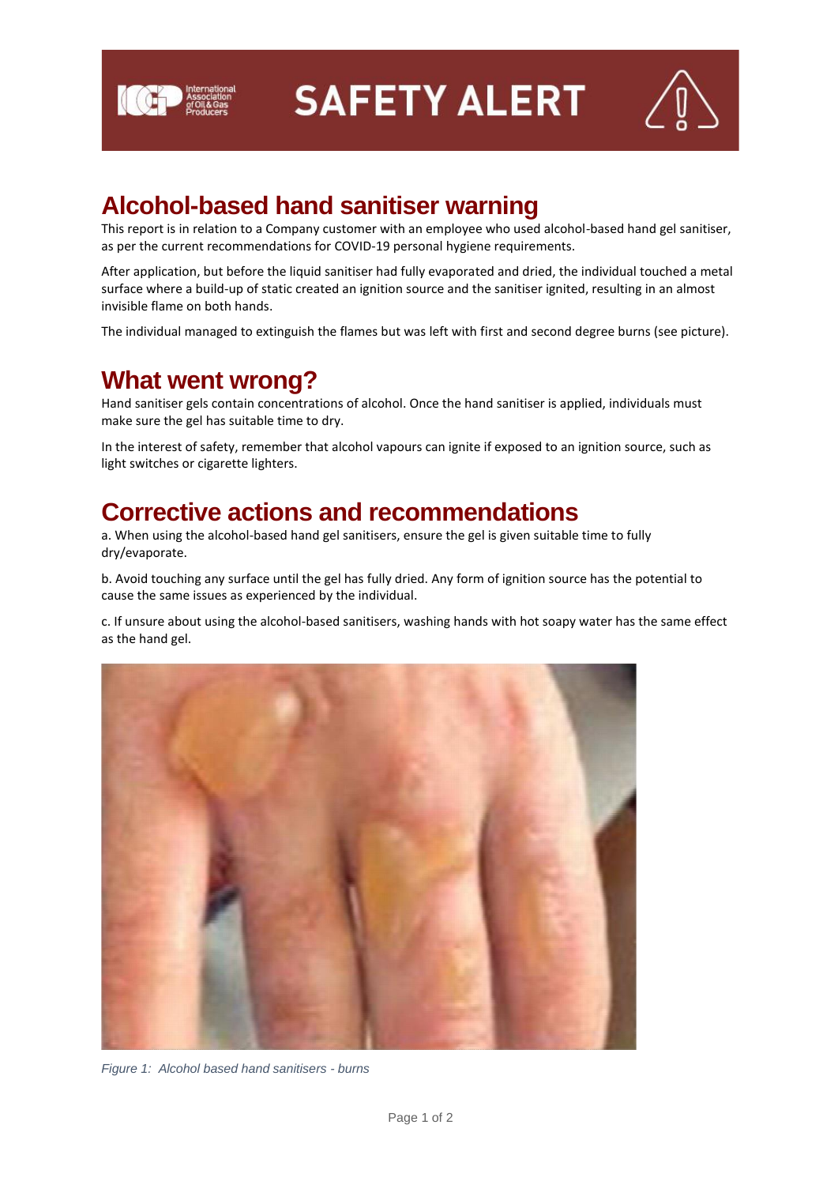# SAFETY ALERT

## Alcohol-based hand sanitiser warning

This report is in relation to a Company customer with an employee who used alcohol-based hand gel sanitiser, as per the current recommendations for COVID-19 personal hygiene requirements.

After application, but before the liquid sanitiser had fully evaporated and dried, the individual touched a metal surface where a build-up of static created an ignition source and the sanitiser ignited, resulting in an almost invisible flame on both hands.

The individual managed to extinguish the flames but was left with first and second degree burns (see picture).

## What went wrong?

Hand sanitiser gels contain concentrations of alcohol. Once the hand sanitiser is applied, individuals must make sure the gel has suitable time to dry.

In the interest of safety, remember that alcohol vapours can ignite if exposed to an ignition source, such as light switches or cigarette lighters.

## Corrective actions and recommendations

a. When using the alcohol-based hand gel sanitisers, ensure the gel is given suitable time to fully dry/evaporate.

b. Avoid touching any surface until the gel has fully dried. Any form of ignition source has the potential to cause the same issues as experienced by the individual.

c. If unsure about using the alcohol-based sanitisers, washing hands with hot soapy water has the same effect as the hand gel.

*Figure 1: Alcohol based hand sanitisers - burns*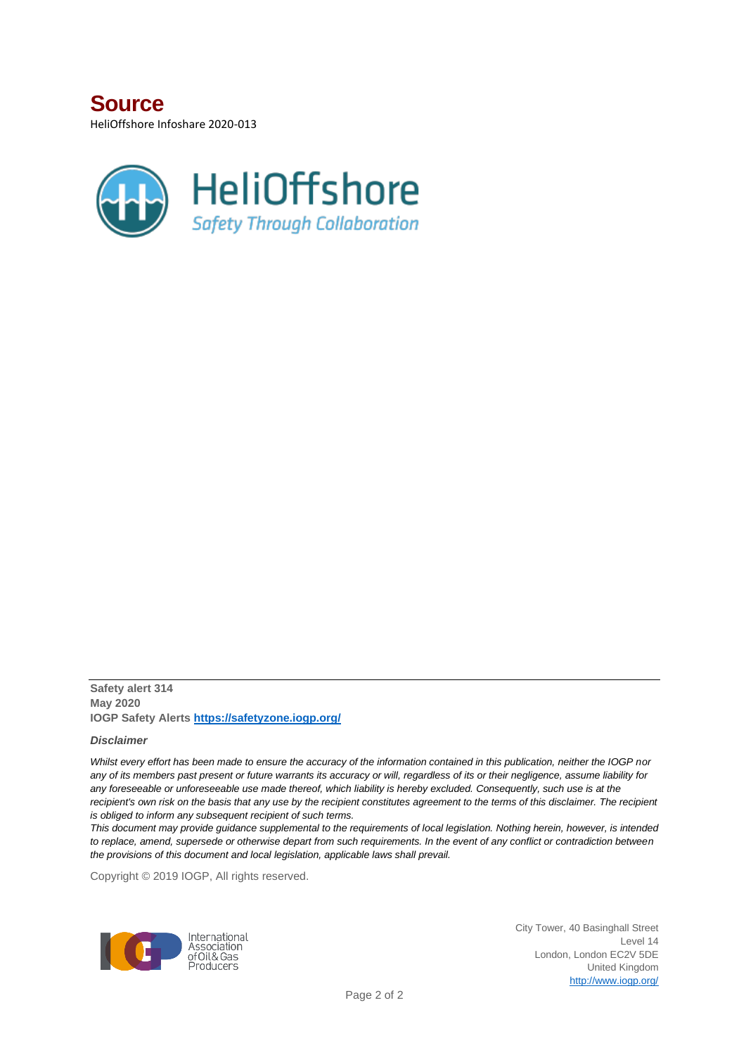# Source

HeliOffshore Infoshare 2020-013

HeliOffshore
*Safety Through Collaboration*

**Safety alert 314**
**May 2020**
**IOGP Safety Alerts [https://safetyzone.iogp.org/](https://safetyzone.iogp.org/)**

***Disclaimer***

*Whilst every effort has been made to ensure the accuracy of the information contained in this publication, neither the IOGP nor any of its members past present or future warrants its accuracy or will, regardless of its or their negligence, assume liability for any foreseeable or unforeseeable use made thereof, which liability is hereby excluded. Consequently, such use is at the recipient's own risk on the basis that any use by the recipient constitutes agreement to the terms of this disclaimer. The recipient is obliged to inform any subsequent recipient of such terms.*
*This document may provide guidance supplemental to the requirements of local legislation. Nothing herein, however, is intended to replace, amend, supersede or otherwise depart from such requirements. In the event of any conflict or contradiction between the provisions of this document and local legislation, applicable laws shall prevail.*

Copyright © 2019 IOGP, All rights reserved.

International Association of Oil & Gas Producers

City Tower, 40 Basinghall Street
Level 14
London, London EC2V 5DE
United Kingdom
[http://www.iogp.org/](http://www.iogp.org/)